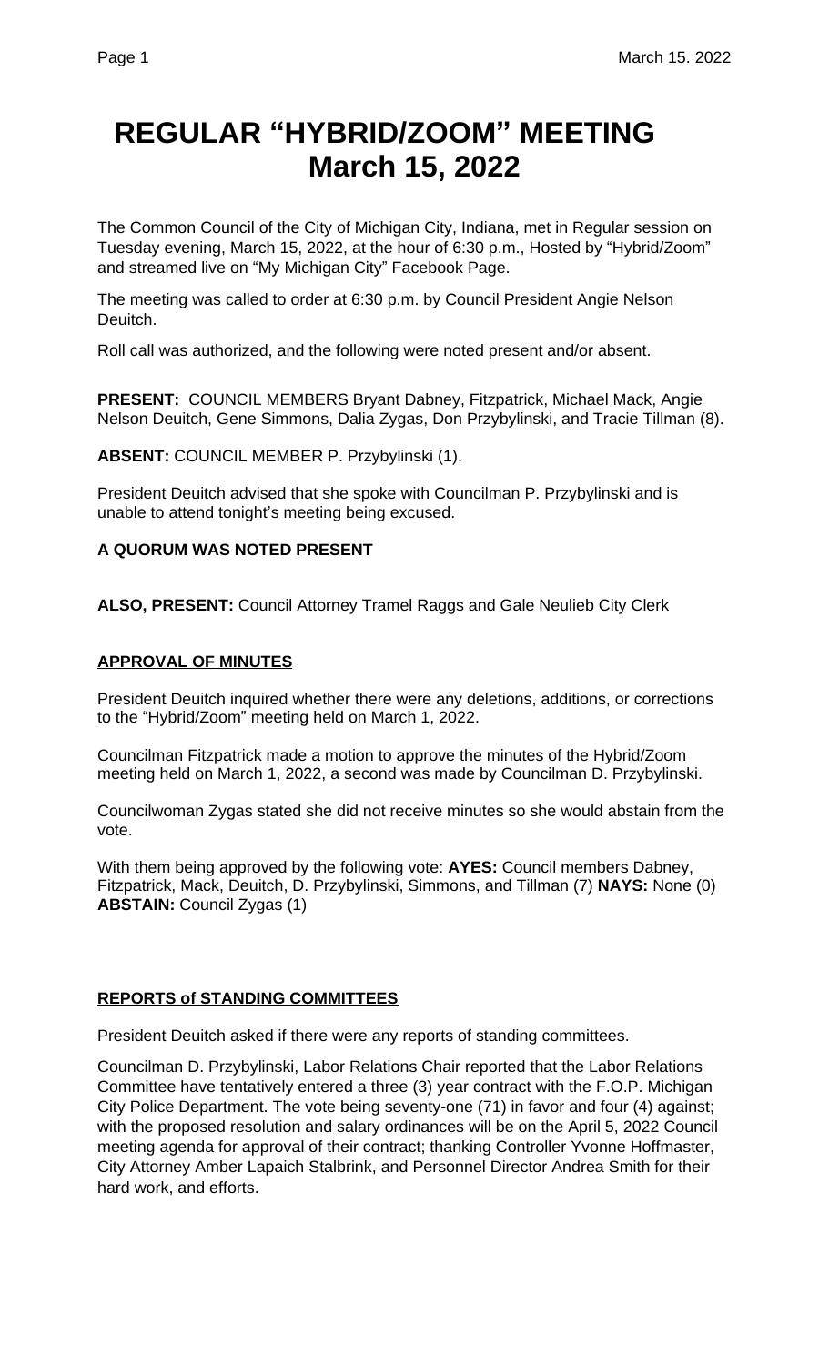# REGULAR "HYBRID/ZOOM" MEETING
# March 15, 2022

The Common Council of the City of Michigan City, Indiana, met in Regular session on Tuesday evening, March 15, 2022, at the hour of 6:30 p.m., Hosted by "Hybrid/Zoom" and streamed live on "My Michigan City" Facebook Page.

The meeting was called to order at 6:30 p.m. by Council President Angie Nelson Deuitch.

Roll call was authorized, and the following were noted present and/or absent.

**PRESENT:** COUNCIL MEMBERS Bryant Dabney, Fitzpatrick, Michael Mack, Angie Nelson Deuitch, Gene Simmons, Dalia Zygas, Don Przybylinski, and Tracie Tillman (8).

**ABSENT:** COUNCIL MEMBER P. Przybylinski (1).

President Deuitch advised that she spoke with Councilman P. Przybylinski and is unable to attend tonight's meeting being excused.

**A QUORUM WAS NOTED PRESENT**

**ALSO, PRESENT:** Council Attorney Tramel Raggs and Gale Neulieb City Clerk

**APPROVAL OF MINUTES**

President Deuitch inquired whether there were any deletions, additions, or corrections to the "Hybrid/Zoom" meeting held on March 1, 2022.

Councilman Fitzpatrick made a motion to approve the minutes of the Hybrid/Zoom meeting held on March 1, 2022, a second was made by Councilman D. Przybylinski.

Councilwoman Zygas stated she did not receive minutes so she would abstain from the vote.

With them being approved by the following vote: **AYES:** Council members Dabney, Fitzpatrick, Mack, Deuitch, D. Przybylinski, Simmons, and Tillman (7) **NAYS:** None (0) **ABSTAIN:** Council Zygas (1)

**REPORTS of STANDING COMMITTEES**

President Deuitch asked if there were any reports of standing committees.

Councilman D. Przybylinski, Labor Relations Chair reported that the Labor Relations Committee have tentatively entered a three (3) year contract with the F.O.P. Michigan City Police Department. The vote being seventy-one (71) in favor and four (4) against; with the proposed resolution and salary ordinances will be on the April 5, 2022 Council meeting agenda for approval of their contract; thanking Controller Yvonne Hoffmaster, City Attorney Amber Lapaich Stalbrink, and Personnel Director Andrea Smith for their hard work, and efforts.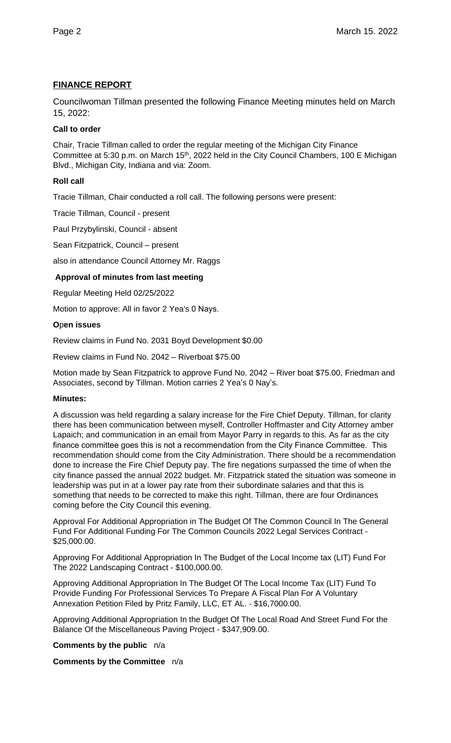## FINANCE REPORT

Councilwoman Tillman presented the following Finance Meeting minutes held on March 15, 2022:

**Call to order**

Chair, Tracie Tillman called to order the regular meeting of the Michigan City Finance Committee at 5:30 p.m. on March 15th, 2022 held in the City Council Chambers, 100 E Michigan Blvd., Michigan City, Indiana and via: Zoom.

**Roll call**

Tracie Tillman, Chair conducted a roll call. The following persons were present:

Tracie Tillman, Council - present

Paul Przybylinski, Council - absent

Sean Fitzpatrick, Council – present

also in attendance Council Attorney Mr. Raggs

**Approval of minutes from last meeting**

Regular Meeting Held 02/25/2022

Motion to approve: All in favor 2 Yea's 0 Nays.

**Open issues**

Review claims in Fund No. 2031 Boyd Development $0.00

Review claims in Fund No. 2042 – Riverboat $75.00

Motion made by Sean Fitzpatrick to approve Fund No. 2042 – River boat $75.00, Friedman and Associates, second by Tillman. Motion carries 2 Yea's 0 Nay's.

**Minutes:**

A discussion was held regarding a salary increase for the Fire Chief Deputy. Tillman, for clarity there has been communication between myself, Controller Hoffmaster and City Attorney amber Lapaich; and communication in an email from Mayor Parry in regards to this. As far as the city finance committee goes this is not a recommendation from the City Finance Committee. This recommendation should come from the City Administration. There should be a recommendation done to increase the Fire Chief Deputy pay. The fire negations surpassed the time of when the city finance passed the annual 2022 budget. Mr. Fitzpatrick stated the situation was someone in leadership was put in at a lower pay rate from their subordinate salaries and that this is something that needs to be corrected to make this right. Tillman, there are four Ordinances coming before the City Council this evening.

Approval For Additional Appropriation in The Budget Of The Common Council In The General Fund For Additional Funding For The Common Councils 2022 Legal Services Contract - $25,000.00.

Approving For Additional Appropriation In The Budget of the Local Income tax (LIT) Fund For The 2022 Landscaping Contract - $100,000.00.

Approving Additional Appropriation In The Budget Of The Local Income Tax (LIT) Fund To Provide Funding For Professional Services To Prepare A Fiscal Plan For A Voluntary Annexation Petition Filed by Pritz Family, LLC, ET AL. - $16,7000.00.

Approving Additional Appropriation In the Budget Of The Local Road And Street Fund For the Balance Of the Miscellaneous Paving Project - $347,909.00.

**Comments by the public** n/a

**Comments by the Committee** n/a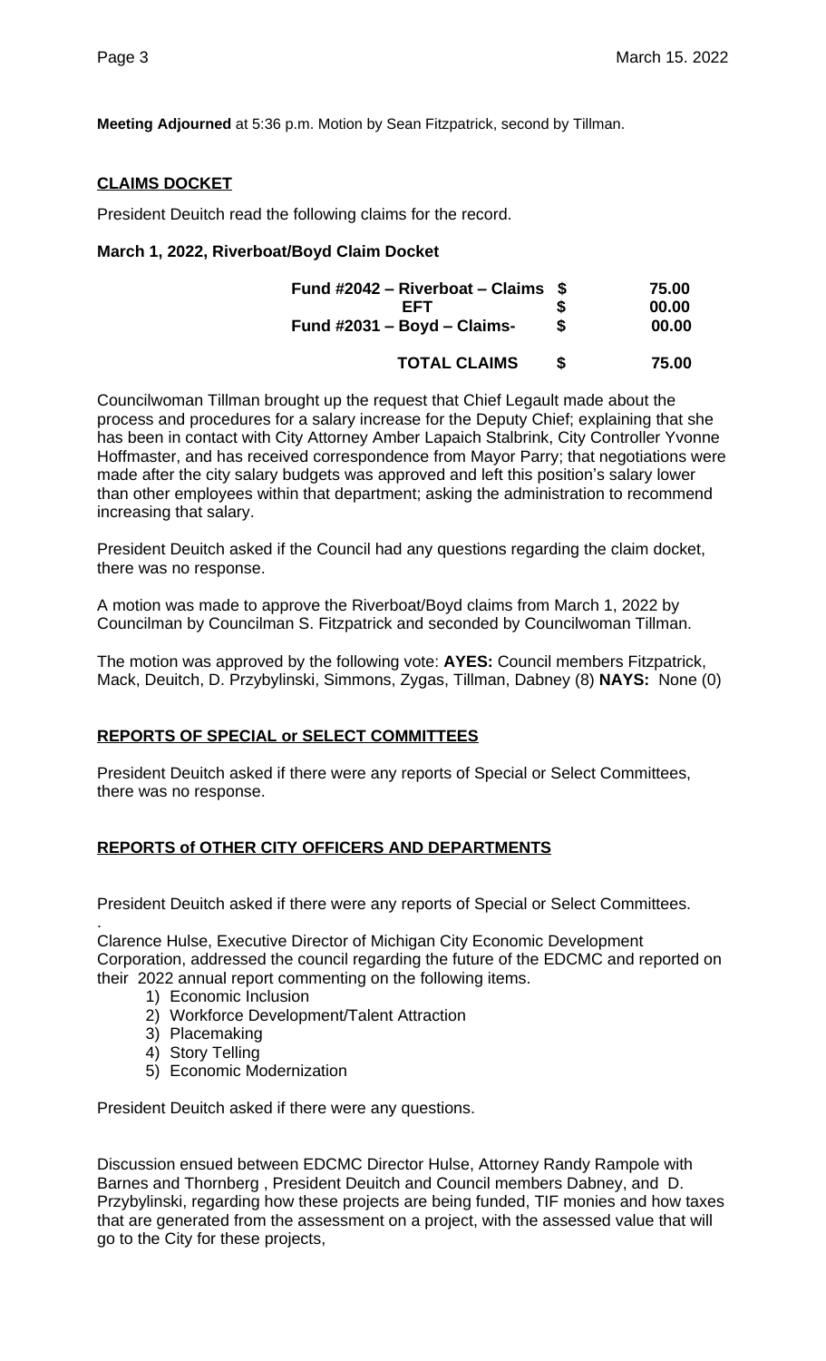**Meeting Adjourned** at 5:36 p.m. Motion by Sean Fitzpatrick, second by Tillman.

## CLAIMS DOCKET

President Deuitch read the following claims for the record.

**March 1, 2022, Riverboat/Boyd Claim Docket**

| | | |
|---|---|---|
| **Fund #2042 – Riverboat – Claims** | **$** | **75.00** |
| **EFT** | **$** | **00.00** |
| **Fund #2031 – Boyd – Claims-** | **$** | **00.00** |
| **TOTAL CLAIMS** | **$** | **75.00** |

Councilwoman Tillman brought up the request that Chief Legault made about the process and procedures for a salary increase for the Deputy Chief; explaining that she has been in contact with City Attorney Amber Lapaich Stalbrink, City Controller Yvonne Hoffmaster, and has received correspondence from Mayor Parry; that negotiations were made after the city salary budgets was approved and left this position's salary lower than other employees within that department; asking the administration to recommend increasing that salary.

President Deuitch asked if the Council had any questions regarding the claim docket, there was no response.

A motion was made to approve the Riverboat/Boyd claims from March 1, 2022 by Councilman by Councilman S. Fitzpatrick and seconded by Councilwoman Tillman.

The motion was approved by the following vote: **AYES:** Council members Fitzpatrick, Mack, Deuitch, D. Przybylinski, Simmons, Zygas, Tillman, Dabney (8) **NAYS:** None (0)

## REPORTS OF SPECIAL or SELECT COMMITTEES

President Deuitch asked if there were any reports of Special or Select Committees, there was no response.

## REPORTS of OTHER CITY OFFICERS AND DEPARTMENTS

President Deuitch asked if there were any reports of Special or Select Committees.

.
Clarence Hulse, Executive Director of Michigan City Economic Development Corporation, addressed the council regarding the future of the EDCMC and reported on their 2022 annual report commenting on the following items.

1) Economic Inclusion
2) Workforce Development/Talent Attraction
3) Placemaking
4) Story Telling
5) Economic Modernization

President Deuitch asked if there were any questions.

Discussion ensued between EDCMC Director Hulse, Attorney Randy Rampole with Barnes and Thornberg , President Deuitch and Council members Dabney, and D. Przybylinski, regarding how these projects are being funded, TIF monies and how taxes that are generated from the assessment on a project, with the assessed value that will go to the City for these projects,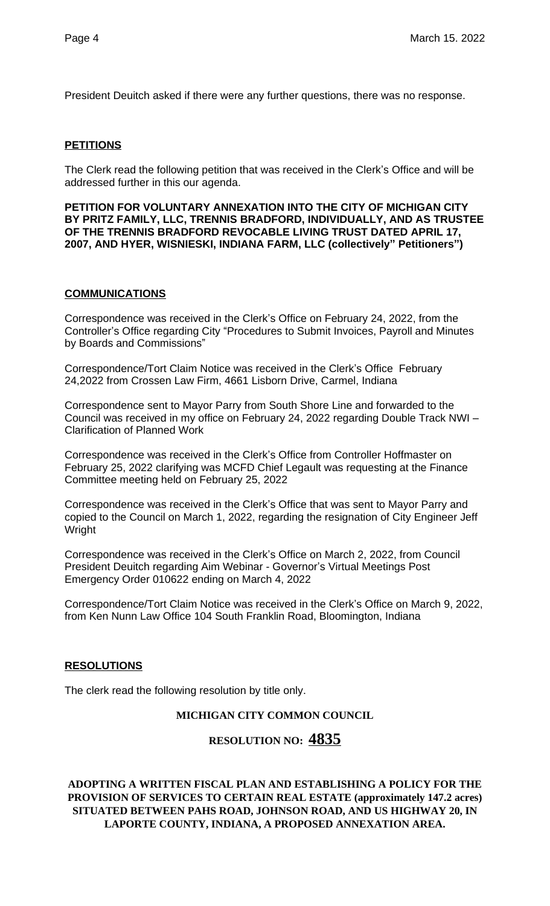President Deuitch asked if there were any further questions, there was no response.

## PETITIONS

The Clerk read the following petition that was received in the Clerk's Office and will be addressed further in this our agenda.

**PETITION FOR VOLUNTARY ANNEXATION INTO THE CITY OF MICHIGAN CITY BY PRITZ FAMILY, LLC, TRENNIS BRADFORD, INDIVIDUALLY, AND AS TRUSTEE OF THE TRENNIS BRADFORD REVOCABLE LIVING TRUST DATED APRIL 17, 2007, AND HYER, WISNIESKI, INDIANA FARM, LLC (collectively" Petitioners")**

## COMMUNICATIONS

Correspondence was received in the Clerk's Office on February 24, 2022, from the Controller's Office regarding City "Procedures to Submit Invoices, Payroll and Minutes by Boards and Commissions"

Correspondence/Tort Claim Notice was received in the Clerk's Office February 24,2022 from Crossen Law Firm, 4661 Lisborn Drive, Carmel, Indiana

Correspondence sent to Mayor Parry from South Shore Line and forwarded to the Council was received in my office on February 24, 2022 regarding Double Track NWI – Clarification of Planned Work

Correspondence was received in the Clerk's Office from Controller Hoffmaster on February 25, 2022 clarifying was MCFD Chief Legault was requesting at the Finance Committee meeting held on February 25, 2022

Correspondence was received in the Clerk's Office that was sent to Mayor Parry and copied to the Council on March 1, 2022, regarding the resignation of City Engineer Jeff Wright

Correspondence was received in the Clerk's Office on March 2, 2022, from Council President Deuitch regarding Aim Webinar - Governor's Virtual Meetings Post Emergency Order 010622 ending on March 4, 2022

Correspondence/Tort Claim Notice was received in the Clerk's Office on March 9, 2022, from Ken Nunn Law Office 104 South Franklin Road, Bloomington, Indiana

## RESOLUTIONS

The clerk read the following resolution by title only.

**MICHIGAN CITY COMMON COUNCIL**

**RESOLUTION NO: 4835**

**ADOPTING A WRITTEN FISCAL PLAN AND ESTABLISHING A POLICY FOR THE PROVISION OF SERVICES TO CERTAIN REAL ESTATE (approximately 147.2 acres) SITUATED BETWEEN PAHS ROAD, JOHNSON ROAD, AND US HIGHWAY 20, IN LAPORTE COUNTY, INDIANA, A PROPOSED ANNEXATION AREA.**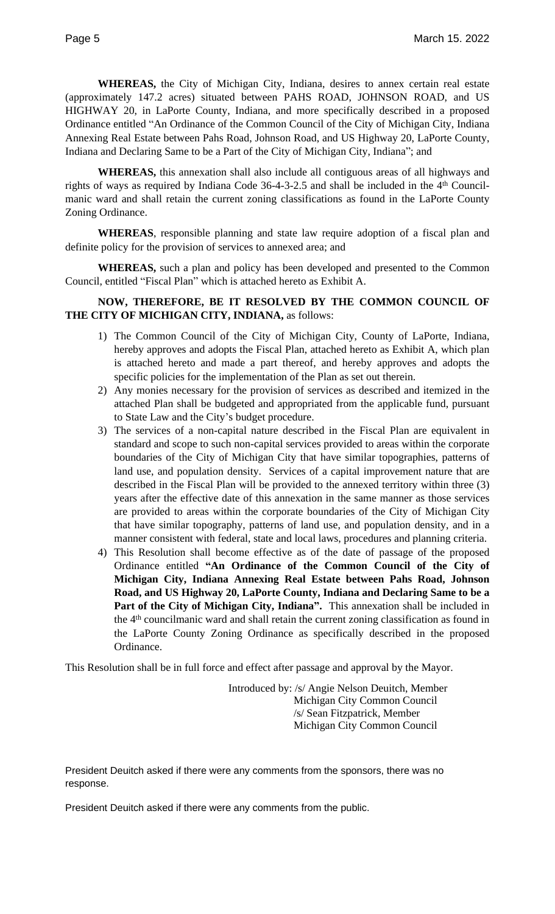**WHEREAS,** the City of Michigan City, Indiana, desires to annex certain real estate (approximately 147.2 acres) situated between PAHS ROAD, JOHNSON ROAD, and US HIGHWAY 20, in LaPorte County, Indiana, and more specifically described in a proposed Ordinance entitled "An Ordinance of the Common Council of the City of Michigan City, Indiana Annexing Real Estate between Pahs Road, Johnson Road, and US Highway 20, LaPorte County, Indiana and Declaring Same to be a Part of the City of Michigan City, Indiana"; and

**WHEREAS,** this annexation shall also include all contiguous areas of all highways and rights of ways as required by Indiana Code 36-4-3-2.5 and shall be included in the 4th Council-manic ward and shall retain the current zoning classifications as found in the LaPorte County Zoning Ordinance.

**WHEREAS**, responsible planning and state law require adoption of a fiscal plan and definite policy for the provision of services to annexed area; and

**WHEREAS,** such a plan and policy has been developed and presented to the Common Council, entitled "Fiscal Plan" which is attached hereto as Exhibit A.

**NOW, THEREFORE, BE IT RESOLVED BY THE COMMON COUNCIL OF THE CITY OF MICHIGAN CITY, INDIANA,** as follows:

1) The Common Council of the City of Michigan City, County of LaPorte, Indiana, hereby approves and adopts the Fiscal Plan, attached hereto as Exhibit A, which plan is attached hereto and made a part thereof, and hereby approves and adopts the specific policies for the implementation of the Plan as set out therein.
2) Any monies necessary for the provision of services as described and itemized in the attached Plan shall be budgeted and appropriated from the applicable fund, pursuant to State Law and the City's budget procedure.
3) The services of a non-capital nature described in the Fiscal Plan are equivalent in standard and scope to such non-capital services provided to areas within the corporate boundaries of the City of Michigan City that have similar topographies, patterns of land use, and population density. Services of a capital improvement nature that are described in the Fiscal Plan will be provided to the annexed territory within three (3) years after the effective date of this annexation in the same manner as those services are provided to areas within the corporate boundaries of the City of Michigan City that have similar topography, patterns of land use, and population density, and in a manner consistent with federal, state and local laws, procedures and planning criteria.
4) This Resolution shall become effective as of the date of passage of the proposed Ordinance entitled **"An Ordinance of the Common Council of the City of Michigan City, Indiana Annexing Real Estate between Pahs Road, Johnson Road, and US Highway 20, LaPorte County, Indiana and Declaring Same to be a Part of the City of Michigan City, Indiana".** This annexation shall be included in the 4th councilmanic ward and shall retain the current zoning classification as found in the LaPorte County Zoning Ordinance as specifically described in the proposed Ordinance.

This Resolution shall be in full force and effect after passage and approval by the Mayor.

Introduced by: /s/ Angie Nelson Deuitch, Member
Michigan City Common Council
/s/ Sean Fitzpatrick, Member
Michigan City Common Council

President Deuitch asked if there were any comments from the sponsors, there was no response.

President Deuitch asked if there were any comments from the public.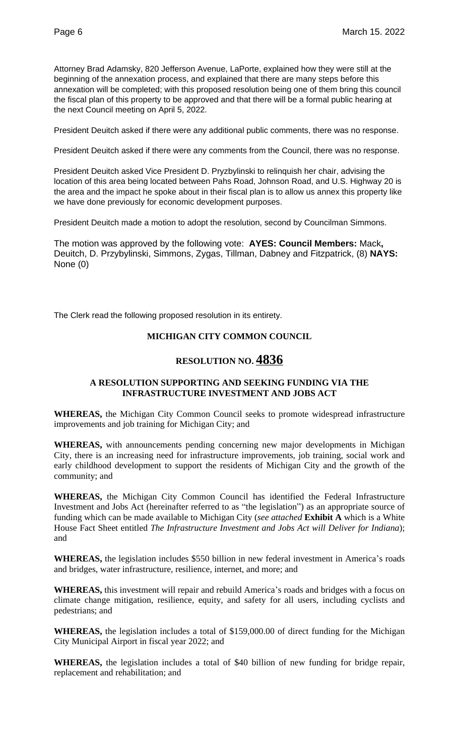Attorney Brad Adamsky, 820 Jefferson Avenue, LaPorte, explained how they were still at the beginning of the annexation process, and explained that there are many steps before this annexation will be completed; with this proposed resolution being one of them bring this council the fiscal plan of this property to be approved and that there will be a formal public hearing at the next Council meeting on April 5, 2022.

President Deuitch asked if there were any additional public comments, there was no response.

President Deuitch asked if there were any comments from the Council, there was no response.

President Deuitch asked Vice President D. Pryzbylinski to relinquish her chair, advising the location of this area being located between Pahs Road, Johnson Road, and U.S. Highway 20 is the area and the impact he spoke about in their fiscal plan is to allow us annex this property like we have done previously for economic development purposes.

President Deuitch made a motion to adopt the resolution, second by Councilman Simmons.

The motion was approved by the following vote: **AYES: Council Members:** Mack**,** Deuitch, D. Przybylinski, Simmons, Zygas, Tillman, Dabney and Fitzpatrick, (8) **NAYS:** None (0)

The Clerk read the following proposed resolution in its entirety.

## MICHIGAN CITY COMMON COUNCIL

## RESOLUTION NO. 4836

### A RESOLUTION SUPPORTING AND SEEKING FUNDING VIA THE INFRASTRUCTURE INVESTMENT AND JOBS ACT

**WHEREAS,** the Michigan City Common Council seeks to promote widespread infrastructure improvements and job training for Michigan City; and

**WHEREAS,** with announcements pending concerning new major developments in Michigan City, there is an increasing need for infrastructure improvements, job training, social work and early childhood development to support the residents of Michigan City and the growth of the community; and

**WHEREAS,** the Michigan City Common Council has identified the Federal Infrastructure Investment and Jobs Act (hereinafter referred to as "the legislation") as an appropriate source of funding which can be made available to Michigan City (*see attached* **Exhibit A** which is a White House Fact Sheet entitled *The Infrastructure Investment and Jobs Act will Deliver for Indiana*); and

**WHEREAS,** the legislation includes $550 billion in new federal investment in America's roads and bridges, water infrastructure, resilience, internet, and more; and

**WHEREAS,** this investment will repair and rebuild America's roads and bridges with a focus on climate change mitigation, resilience, equity, and safety for all users, including cyclists and pedestrians; and

**WHEREAS,** the legislation includes a total of $159,000.00 of direct funding for the Michigan City Municipal Airport in fiscal year 2022; and

**WHEREAS,** the legislation includes a total of $40 billion of new funding for bridge repair, replacement and rehabilitation; and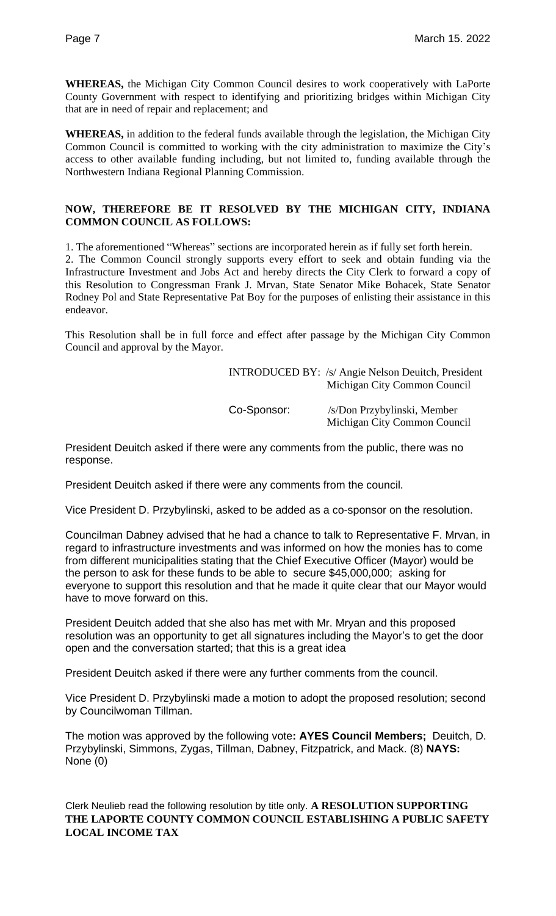**WHEREAS,** the Michigan City Common Council desires to work cooperatively with LaPorte County Government with respect to identifying and prioritizing bridges within Michigan City that are in need of repair and replacement; and

**WHEREAS,** in addition to the federal funds available through the legislation, the Michigan City Common Council is committed to working with the city administration to maximize the City's access to other available funding including, but not limited to, funding available through the Northwestern Indiana Regional Planning Commission.

**NOW, THEREFORE BE IT RESOLVED BY THE MICHIGAN CITY, INDIANA COMMON COUNCIL AS FOLLOWS:**

1. The aforementioned "Whereas" sections are incorporated herein as if fully set forth herein.
2. The Common Council strongly supports every effort to seek and obtain funding via the Infrastructure Investment and Jobs Act and hereby directs the City Clerk to forward a copy of this Resolution to Congressman Frank J. Mrvan, State Senator Mike Bohacek, State Senator Rodney Pol and State Representative Pat Boy for the purposes of enlisting their assistance in this endeavor.

This Resolution shall be in full force and effect after passage by the Michigan City Common Council and approval by the Mayor.

INTRODUCED BY: /s/ Angie Nelson Deuitch, President
Michigan City Common Council

Co-Sponsor: /s/Don Przybylinski, Member
Michigan City Common Council

President Deuitch asked if there were any comments from the public, there was no response.

President Deuitch asked if there were any comments from the council.

Vice President D. Przybylinski, asked to be added as a co-sponsor on the resolution.

Councilman Dabney advised that he had a chance to talk to Representative F. Mrvan, in regard to infrastructure investments and was informed on how the monies has to come from different municipalities stating that the Chief Executive Officer (Mayor) would be the person to ask for these funds to be able to secure $45,000,000; asking for everyone to support this resolution and that he made it quite clear that our Mayor would have to move forward on this.

President Deuitch added that she also has met with Mr. Mryan and this proposed resolution was an opportunity to get all signatures including the Mayor's to get the door open and the conversation started; that this is a great idea

President Deuitch asked if there were any further comments from the council.

Vice President D. Przybylinski made a motion to adopt the proposed resolution; second by Councilwoman Tillman.

The motion was approved by the following vote**: AYES Council Members;** Deuitch, D. Przybylinski, Simmons, Zygas, Tillman, Dabney, Fitzpatrick, and Mack. (8) **NAYS:** None (0)

Clerk Neulieb read the following resolution by title only. **A RESOLUTION SUPPORTING THE LAPORTE COUNTY COMMON COUNCIL ESTABLISHING A PUBLIC SAFETY LOCAL INCOME TAX**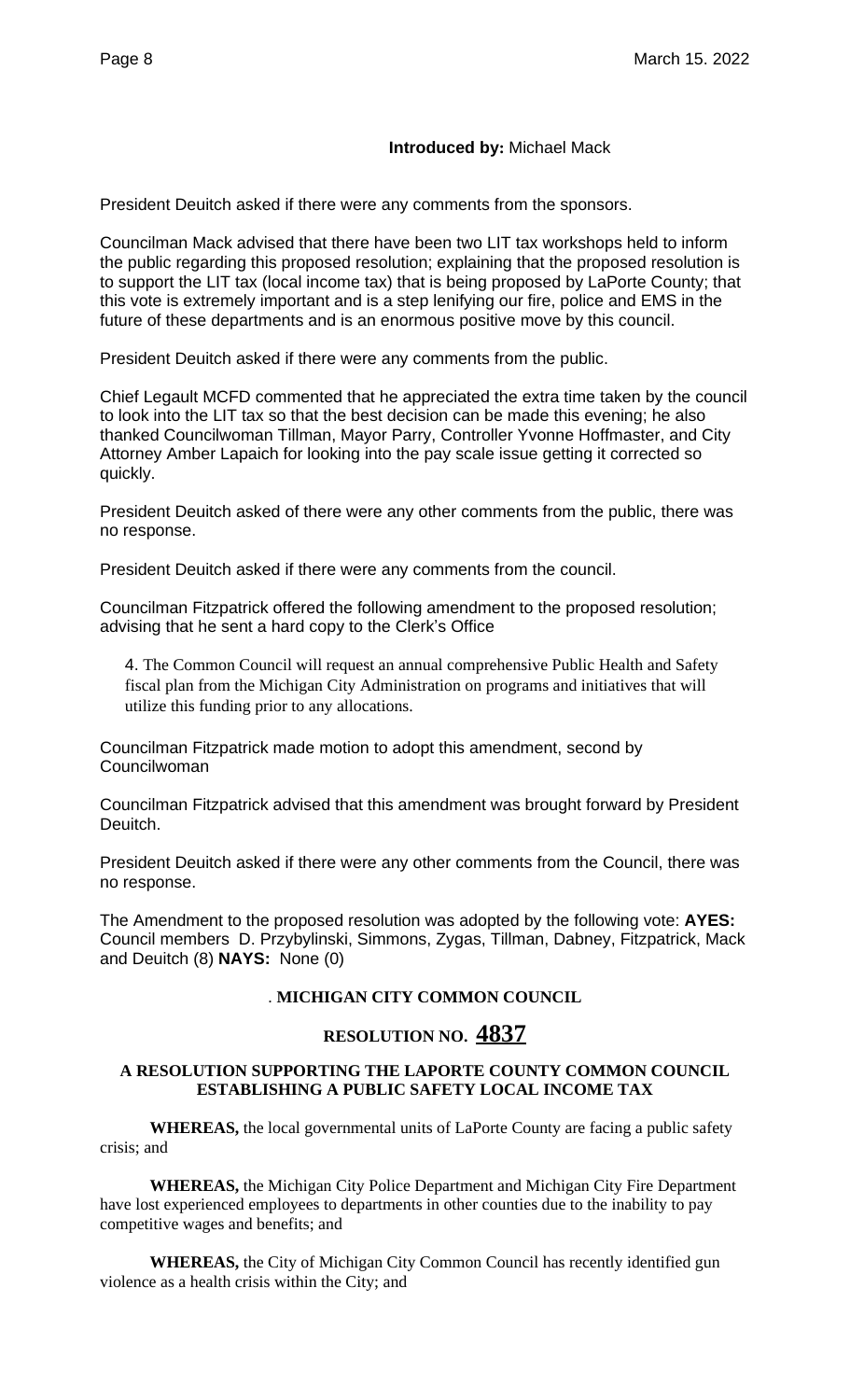**Introduced by:** Michael Mack

President Deuitch asked if there were any comments from the sponsors.

Councilman Mack advised that there have been two LIT tax workshops held to inform the public regarding this proposed resolution; explaining that the proposed resolution is to support the LIT tax (local income tax) that is being proposed by LaPorte County; that this vote is extremely important and is a step lenifying our fire, police and EMS in the future of these departments and is an enormous positive move by this council.

President Deuitch asked if there were any comments from the public.

Chief Legault MCFD commented that he appreciated the extra time taken by the council to look into the LIT tax so that the best decision can be made this evening; he also thanked Councilwoman Tillman, Mayor Parry, Controller Yvonne Hoffmaster, and City Attorney Amber Lapaich for looking into the pay scale issue getting it corrected so quickly.

President Deuitch asked of there were any other comments from the public, there was no response.

President Deuitch asked if there were any comments from the council.

Councilman Fitzpatrick offered the following amendment to the proposed resolution; advising that he sent a hard copy to the Clerk's Office

> 4. The Common Council will request an annual comprehensive Public Health and Safety fiscal plan from the Michigan City Administration on programs and initiatives that will utilize this funding prior to any allocations.

Councilman Fitzpatrick made motion to adopt this amendment, second by Councilwoman

Councilman Fitzpatrick advised that this amendment was brought forward by President Deuitch.

President Deuitch asked if there were any other comments from the Council, there was no response.

The Amendment to the proposed resolution was adopted by the following vote: **AYES:** Council members D. Przybylinski, Simmons, Zygas, Tillman, Dabney, Fitzpatrick, Mack and Deuitch (8) **NAYS:** None (0)

. **MICHIGAN CITY COMMON COUNCIL**

**RESOLUTION NO. 4837**

**A RESOLUTION SUPPORTING THE LAPORTE COUNTY COMMON COUNCIL ESTABLISHING A PUBLIC SAFETY LOCAL INCOME TAX**

**WHEREAS,** the local governmental units of LaPorte County are facing a public safety crisis; and

**WHEREAS,** the Michigan City Police Department and Michigan City Fire Department have lost experienced employees to departments in other counties due to the inability to pay competitive wages and benefits; and

**WHEREAS,** the City of Michigan City Common Council has recently identified gun violence as a health crisis within the City; and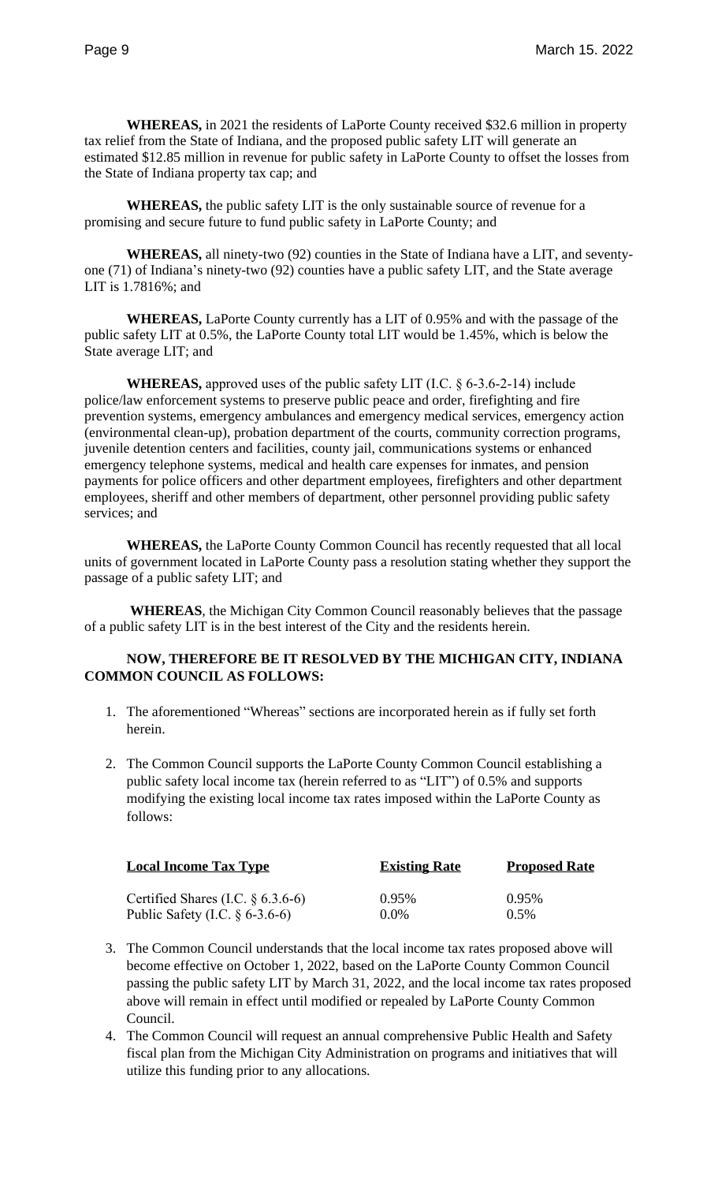**WHEREAS,** in 2021 the residents of LaPorte County received $32.6 million in property tax relief from the State of Indiana, and the proposed public safety LIT will generate an estimated $12.85 million in revenue for public safety in LaPorte County to offset the losses from the State of Indiana property tax cap; and

**WHEREAS,** the public safety LIT is the only sustainable source of revenue for a promising and secure future to fund public safety in LaPorte County; and

**WHEREAS,** all ninety-two (92) counties in the State of Indiana have a LIT, and seventy-one (71) of Indiana's ninety-two (92) counties have a public safety LIT, and the State average LIT is 1.7816%; and

**WHEREAS,** LaPorte County currently has a LIT of 0.95% and with the passage of the public safety LIT at 0.5%, the LaPorte County total LIT would be 1.45%, which is below the State average LIT; and

**WHEREAS,** approved uses of the public safety LIT (I.C. § 6-3.6-2-14) include police/law enforcement systems to preserve public peace and order, firefighting and fire prevention systems, emergency ambulances and emergency medical services, emergency action (environmental clean-up), probation department of the courts, community correction programs, juvenile detention centers and facilities, county jail, communications systems or enhanced emergency telephone systems, medical and health care expenses for inmates, and pension payments for police officers and other department employees, firefighters and other department employees, sheriff and other members of department, other personnel providing public safety services; and

**WHEREAS,** the LaPorte County Common Council has recently requested that all local units of government located in LaPorte County pass a resolution stating whether they support the passage of a public safety LIT; and

**WHEREAS**, the Michigan City Common Council reasonably believes that the passage of a public safety LIT is in the best interest of the City and the residents herein.

**NOW, THEREFORE BE IT RESOLVED BY THE MICHIGAN CITY, INDIANA COMMON COUNCIL AS FOLLOWS:**

1. The aforementioned "Whereas" sections are incorporated herein as if fully set forth herein.

2. The Common Council supports the LaPorte County Common Council establishing a public safety local income tax (herein referred to as "LIT") of 0.5% and supports modifying the existing local income tax rates imposed within the LaPorte County as follows:

| Local Income Tax Type | Existing Rate | Proposed Rate |
|---|---|---|
| Certified Shares (I.C. § 6.3.6-6) | 0.95% | 0.95% |
| Public Safety (I.C. § 6-3.6-6) | 0.0% | 0.5% |

3. The Common Council understands that the local income tax rates proposed above will become effective on October 1, 2022, based on the LaPorte County Common Council passing the public safety LIT by March 31, 2022, and the local income tax rates proposed above will remain in effect until modified or repealed by LaPorte County Common Council.

4. The Common Council will request an annual comprehensive Public Health and Safety fiscal plan from the Michigan City Administration on programs and initiatives that will utilize this funding prior to any allocations.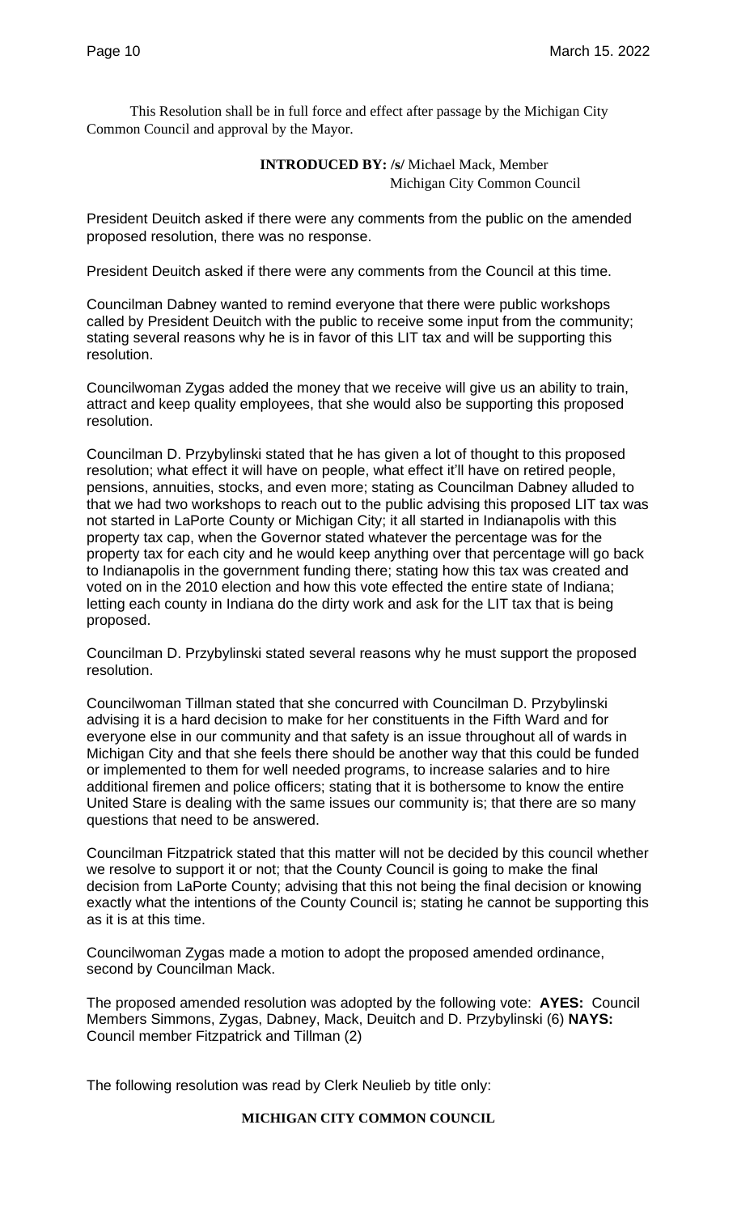This Resolution shall be in full force and effect after passage by the Michigan City Common Council and approval by the Mayor.

**INTRODUCED BY: /s/** Michael Mack, Member
Michigan City Common Council

President Deuitch asked if there were any comments from the public on the amended proposed resolution, there was no response.

President Deuitch asked if there were any comments from the Council at this time.

Councilman Dabney wanted to remind everyone that there were public workshops called by President Deuitch with the public to receive some input from the community; stating several reasons why he is in favor of this LIT tax and will be supporting this resolution.

Councilwoman Zygas added the money that we receive will give us an ability to train, attract and keep quality employees, that she would also be supporting this proposed resolution.

Councilman D. Przybylinski stated that he has given a lot of thought to this proposed resolution; what effect it will have on people, what effect it'll have on retired people, pensions, annuities, stocks, and even more; stating as Councilman Dabney alluded to that we had two workshops to reach out to the public advising this proposed LIT tax was not started in LaPorte County or Michigan City; it all started in Indianapolis with this property tax cap, when the Governor stated whatever the percentage was for the property tax for each city and he would keep anything over that percentage will go back to Indianapolis in the government funding there; stating how this tax was created and voted on in the 2010 election and how this vote effected the entire state of Indiana; letting each county in Indiana do the dirty work and ask for the LIT tax that is being proposed.

Councilman D. Przybylinski stated several reasons why he must support the proposed resolution.

Councilwoman Tillman stated that she concurred with Councilman D. Przybylinski advising it is a hard decision to make for her constituents in the Fifth Ward and for everyone else in our community and that safety is an issue throughout all of wards in Michigan City and that she feels there should be another way that this could be funded or implemented to them for well needed programs, to increase salaries and to hire additional firemen and police officers; stating that it is bothersome to know the entire United Stare is dealing with the same issues our community is; that there are so many questions that need to be answered.

Councilman Fitzpatrick stated that this matter will not be decided by this council whether we resolve to support it or not; that the County Council is going to make the final decision from LaPorte County; advising that this not being the final decision or knowing exactly what the intentions of the County Council is; stating he cannot be supporting this as it is at this time.

Councilwoman Zygas made a motion to adopt the proposed amended ordinance, second by Councilman Mack.

The proposed amended resolution was adopted by the following vote: **AYES:** Council Members Simmons, Zygas, Dabney, Mack, Deuitch and D. Przybylinski (6) **NAYS:** Council member Fitzpatrick and Tillman (2)

The following resolution was read by Clerk Neulieb by title only:

**MICHIGAN CITY COMMON COUNCIL**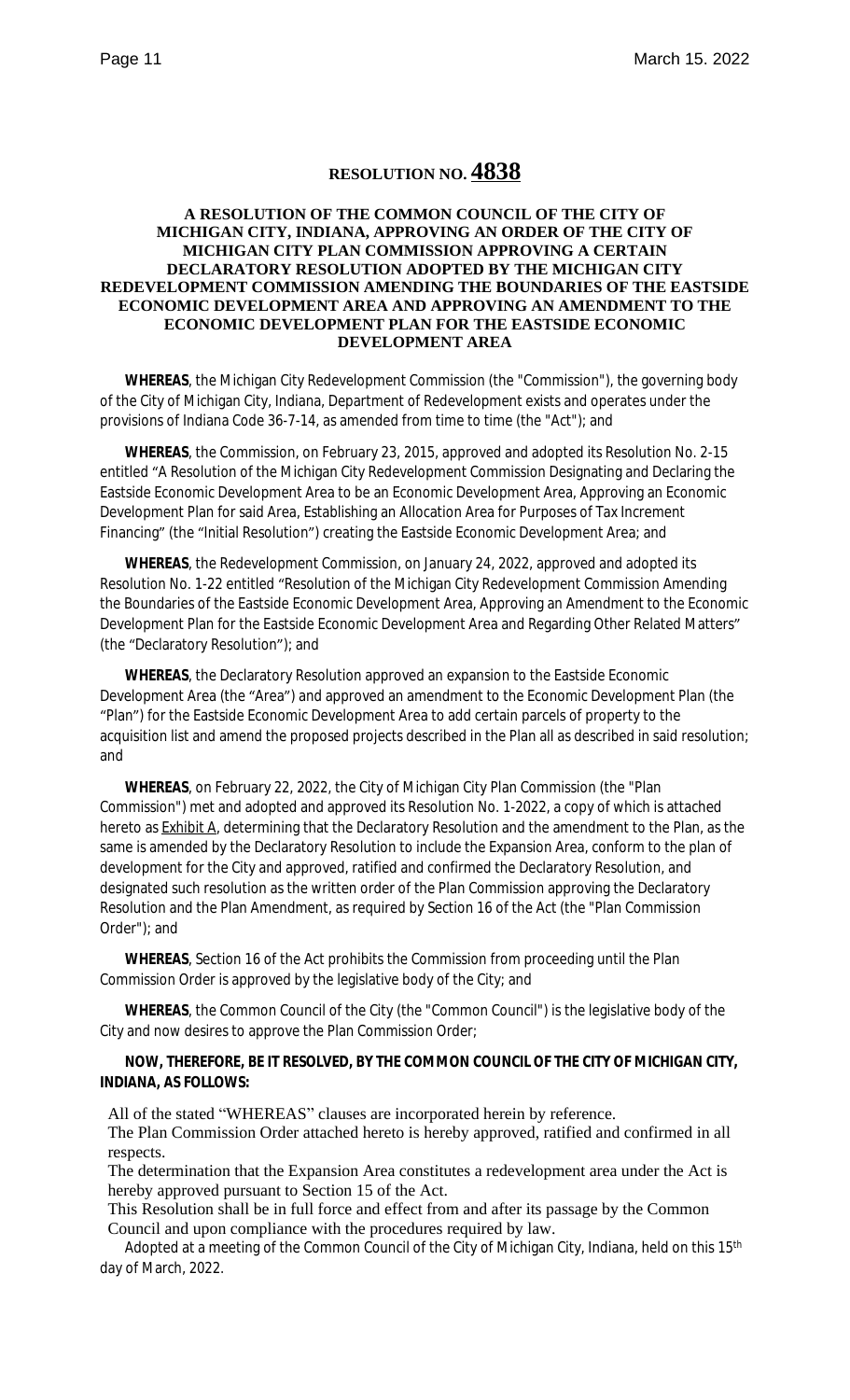# RESOLUTION NO. 4838

**A RESOLUTION OF THE COMMON COUNCIL OF THE CITY OF MICHIGAN CITY, INDIANA, APPROVING AN ORDER OF THE CITY OF MICHIGAN CITY PLAN COMMISSION APPROVING A CERTAIN DECLARATORY RESOLUTION ADOPTED BY THE MICHIGAN CITY REDEVELOPMENT COMMISSION AMENDING THE BOUNDARIES OF THE EASTSIDE ECONOMIC DEVELOPMENT AREA AND APPROVING AN AMENDMENT TO THE ECONOMIC DEVELOPMENT PLAN FOR THE EASTSIDE ECONOMIC DEVELOPMENT AREA**

**WHEREAS**, the Michigan City Redevelopment Commission (the "Commission"), the governing body of the City of Michigan City, Indiana, Department of Redevelopment exists and operates under the provisions of Indiana Code 36-7-14, as amended from time to time (the "Act"); and

**WHEREAS**, the Commission, on February 23, 2015, approved and adopted its Resolution No. 2-15 entitled "A Resolution of the Michigan City Redevelopment Commission Designating and Declaring the Eastside Economic Development Area to be an Economic Development Area, Approving an Economic Development Plan for said Area, Establishing an Allocation Area for Purposes of Tax Increment Financing" (the "Initial Resolution") creating the Eastside Economic Development Area; and

**WHEREAS**, the Redevelopment Commission, on January 24, 2022, approved and adopted its Resolution No. 1-22 entitled "Resolution of the Michigan City Redevelopment Commission Amending the Boundaries of the Eastside Economic Development Area, Approving an Amendment to the Economic Development Plan for the Eastside Economic Development Area and Regarding Other Related Matters" (the "Declaratory Resolution"); and

**WHEREAS**, the Declaratory Resolution approved an expansion to the Eastside Economic Development Area (the "Area") and approved an amendment to the Economic Development Plan (the "Plan") for the Eastside Economic Development Area to add certain parcels of property to the acquisition list and amend the proposed projects described in the Plan all as described in said resolution; and

**WHEREAS**, on February 22, 2022, the City of Michigan City Plan Commission (the "Plan Commission") met and adopted and approved its Resolution No. 1-2022, a copy of which is attached hereto as Exhibit A, determining that the Declaratory Resolution and the amendment to the Plan, as the same is amended by the Declaratory Resolution to include the Expansion Area, conform to the plan of development for the City and approved, ratified and confirmed the Declaratory Resolution, and designated such resolution as the written order of the Plan Commission approving the Declaratory Resolution and the Plan Amendment, as required by Section 16 of the Act (the "Plan Commission Order"); and

**WHEREAS**, Section 16 of the Act prohibits the Commission from proceeding until the Plan Commission Order is approved by the legislative body of the City; and

**WHEREAS**, the Common Council of the City (the "Common Council") is the legislative body of the City and now desires to approve the Plan Commission Order;

**NOW, THEREFORE, BE IT RESOLVED, BY THE COMMON COUNCIL OF THE CITY OF MICHIGAN CITY, INDIANA, AS FOLLOWS:**

All of the stated "WHEREAS" clauses are incorporated herein by reference.

The Plan Commission Order attached hereto is hereby approved, ratified and confirmed in all respects.

The determination that the Expansion Area constitutes a redevelopment area under the Act is hereby approved pursuant to Section 15 of the Act.

This Resolution shall be in full force and effect from and after its passage by the Common Council and upon compliance with the procedures required by law.

Adopted at a meeting of the Common Council of the City of Michigan City, Indiana, held on this 15th day of March, 2022.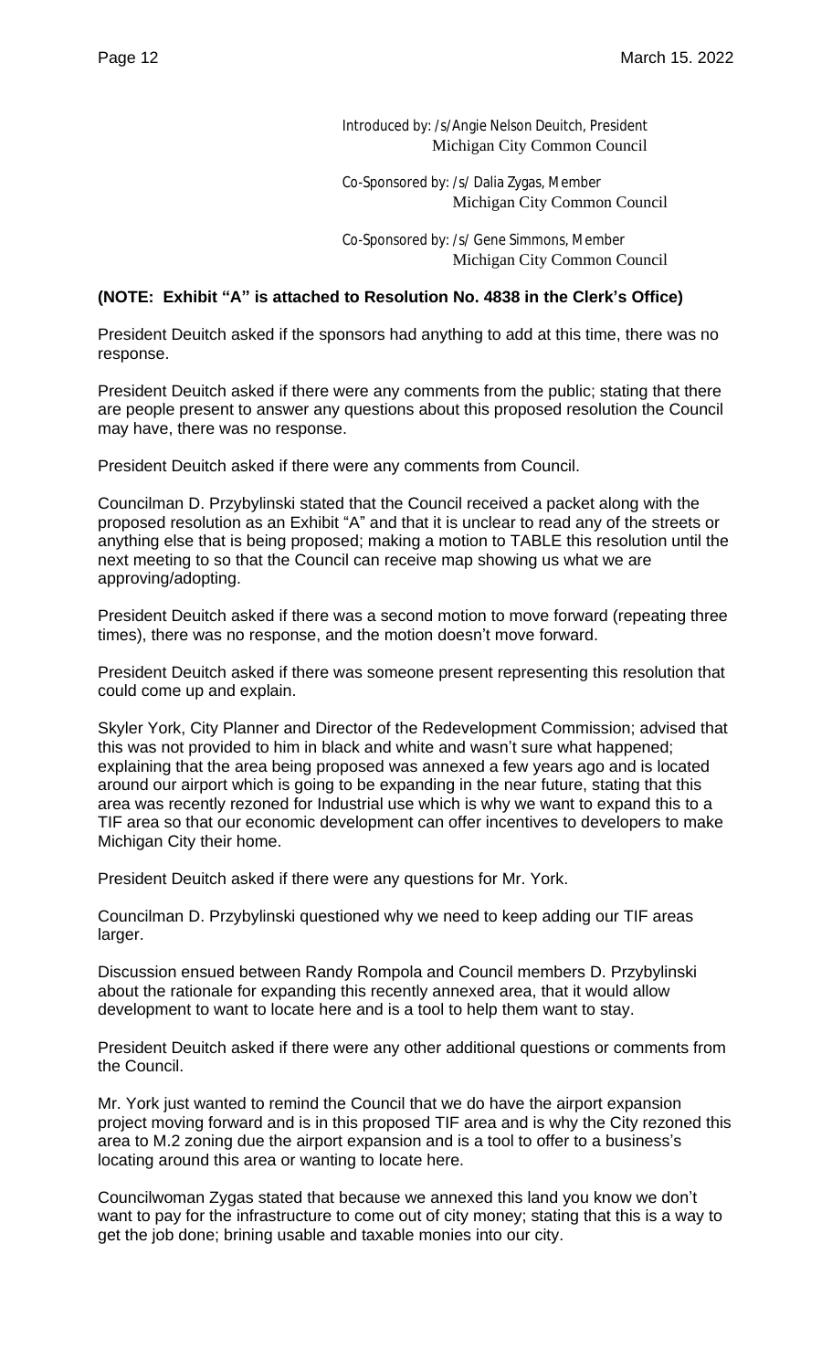Introduced by: /s/Angie Nelson Deuitch, President
Michigan City Common Council

Co-Sponsored by: /s/ Dalia Zygas, Member
Michigan City Common Council

Co-Sponsored by: /s/ Gene Simmons, Member
Michigan City Common Council

**(NOTE: Exhibit "A" is attached to Resolution No. 4838 in the Clerk's Office)**

President Deuitch asked if the sponsors had anything to add at this time, there was no response.

President Deuitch asked if there were any comments from the public; stating that there are people present to answer any questions about this proposed resolution the Council may have, there was no response.

President Deuitch asked if there were any comments from Council.

Councilman D. Przybylinski stated that the Council received a packet along with the proposed resolution as an Exhibit "A" and that it is unclear to read any of the streets or anything else that is being proposed; making a motion to TABLE this resolution until the next meeting to so that the Council can receive map showing us what we are approving/adopting.

President Deuitch asked if there was a second motion to move forward (repeating three times), there was no response, and the motion doesn't move forward.

President Deuitch asked if there was someone present representing this resolution that could come up and explain.

Skyler York, City Planner and Director of the Redevelopment Commission; advised that this was not provided to him in black and white and wasn't sure what happened; explaining that the area being proposed was annexed a few years ago and is located around our airport which is going to be expanding in the near future, stating that this area was recently rezoned for Industrial use which is why we want to expand this to a TIF area so that our economic development can offer incentives to developers to make Michigan City their home.

President Deuitch asked if there were any questions for Mr. York.

Councilman D. Przybylinski questioned why we need to keep adding our TIF areas larger.

Discussion ensued between Randy Rompola and Council members D. Przybylinski about the rationale for expanding this recently annexed area, that it would allow development to want to locate here and is a tool to help them want to stay.

President Deuitch asked if there were any other additional questions or comments from the Council.

Mr. York just wanted to remind the Council that we do have the airport expansion project moving forward and is in this proposed TIF area and is why the City rezoned this area to M.2 zoning due the airport expansion and is a tool to offer to a business's locating around this area or wanting to locate here.

Councilwoman Zygas stated that because we annexed this land you know we don't want to pay for the infrastructure to come out of city money; stating that this is a way to get the job done; brining usable and taxable monies into our city.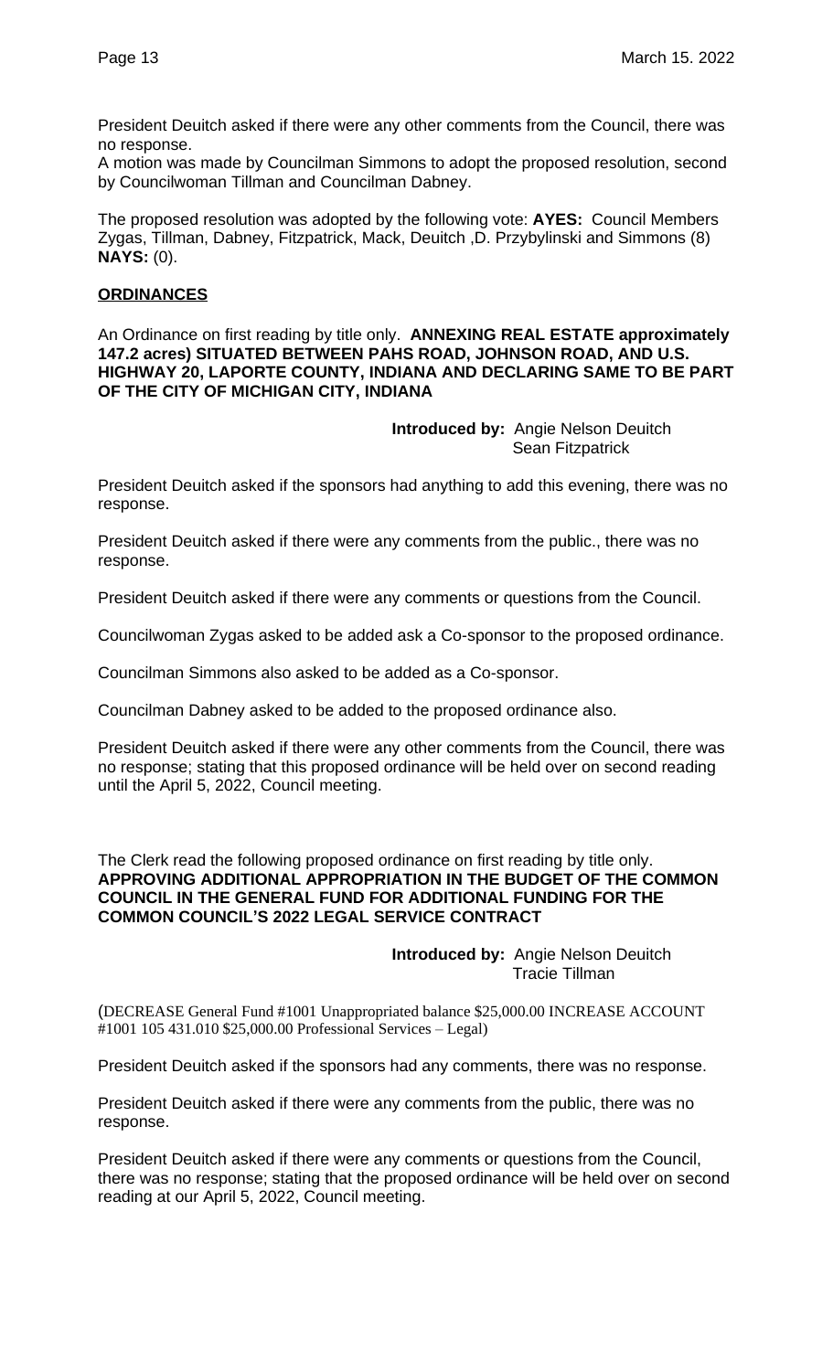President Deuitch asked if there were any other comments from the Council, there was no response.

A motion was made by Councilman Simmons to adopt the proposed resolution, second by Councilwoman Tillman and Councilman Dabney.

The proposed resolution was adopted by the following vote: **AYES:** Council Members Zygas, Tillman, Dabney, Fitzpatrick, Mack, Deuitch ,D. Przybylinski and Simmons (8) **NAYS:** (0).

## **ORDINANCES**

An Ordinance on first reading by title only. **ANNEXING REAL ESTATE approximately 147.2 acres) SITUATED BETWEEN PAHS ROAD, JOHNSON ROAD, AND U.S. HIGHWAY 20, LAPORTE COUNTY, INDIANA AND DECLARING SAME TO BE PART OF THE CITY OF MICHIGAN CITY, INDIANA**

**Introduced by:** Angie Nelson Deuitch
Sean Fitzpatrick

President Deuitch asked if the sponsors had anything to add this evening, there was no response.

President Deuitch asked if there were any comments from the public., there was no response.

President Deuitch asked if there were any comments or questions from the Council.

Councilwoman Zygas asked to be added ask a Co-sponsor to the proposed ordinance.

Councilman Simmons also asked to be added as a Co-sponsor.

Councilman Dabney asked to be added to the proposed ordinance also.

President Deuitch asked if there were any other comments from the Council, there was no response; stating that this proposed ordinance will be held over on second reading until the April 5, 2022, Council meeting.

The Clerk read the following proposed ordinance on first reading by title only. **APPROVING ADDITIONAL APPROPRIATION IN THE BUDGET OF THE COMMON COUNCIL IN THE GENERAL FUND FOR ADDITIONAL FUNDING FOR THE COMMON COUNCIL'S 2022 LEGAL SERVICE CONTRACT**

**Introduced by:** Angie Nelson Deuitch
Tracie Tillman

(DECREASE General Fund #1001 Unappropriated balance $25,000.00 INCREASE ACCOUNT #1001 105 431.010 $25,000.00 Professional Services – Legal)

President Deuitch asked if the sponsors had any comments, there was no response.

President Deuitch asked if there were any comments from the public, there was no response.

President Deuitch asked if there were any comments or questions from the Council, there was no response; stating that the proposed ordinance will be held over on second reading at our April 5, 2022, Council meeting.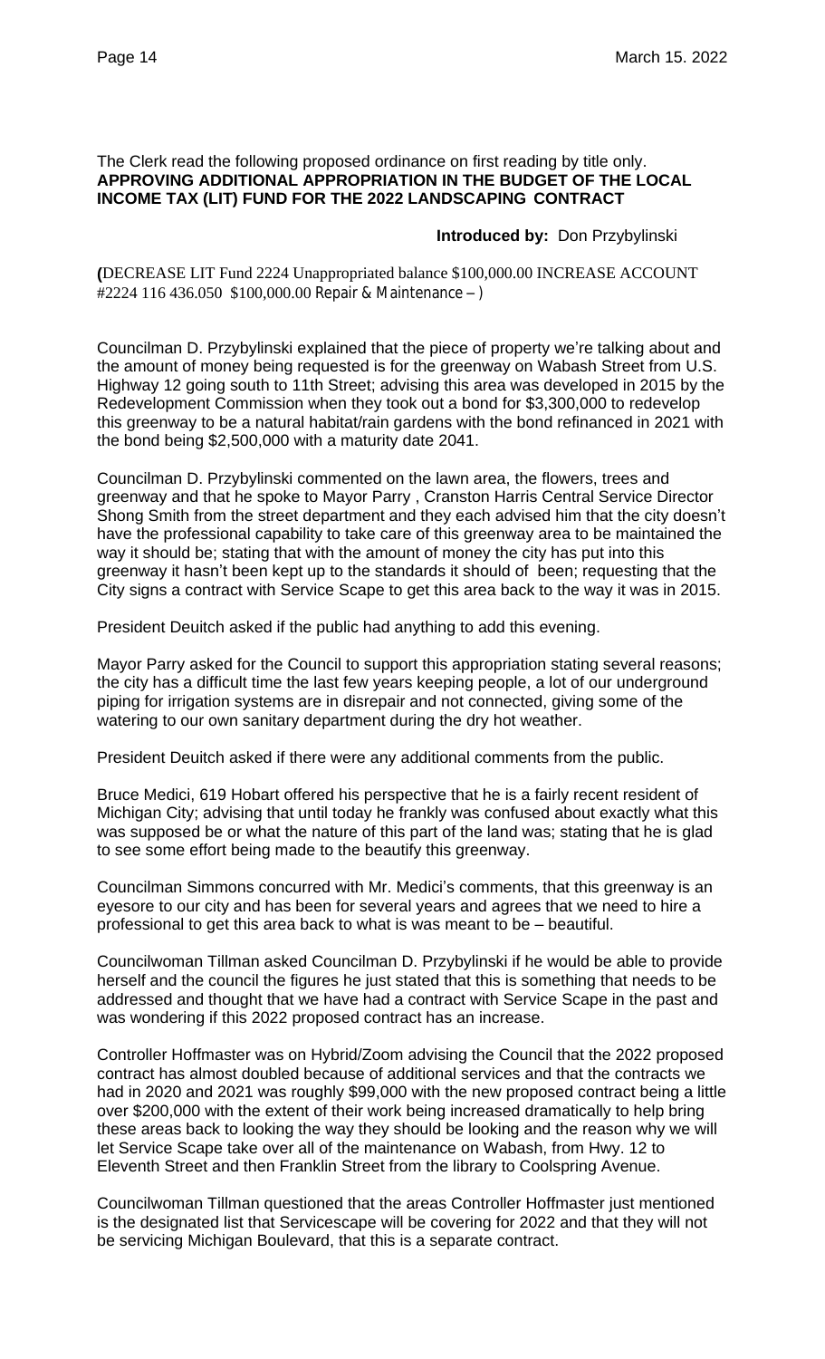The Clerk read the following proposed ordinance on first reading by title only.
**APPROVING ADDITIONAL APPROPRIATION IN THE BUDGET OF THE LOCAL INCOME TAX (LIT) FUND FOR THE 2022 LANDSCAPING CONTRACT**

**Introduced by:** Don Przybylinski

**(**DECREASE LIT Fund 2224 Unappropriated balance $100,000.00 INCREASE ACCOUNT #2224 116 436.050 $100,000.00 Repair & Maintenance – )

Councilman D. Przybylinski explained that the piece of property we're talking about and the amount of money being requested is for the greenway on Wabash Street from U.S. Highway 12 going south to 11th Street; advising this area was developed in 2015 by the Redevelopment Commission when they took out a bond for $3,300,000 to redevelop this greenway to be a natural habitat/rain gardens with the bond refinanced in 2021 with the bond being $2,500,000 with a maturity date 2041.

Councilman D. Przybylinski commented on the lawn area, the flowers, trees and greenway and that he spoke to Mayor Parry , Cranston Harris Central Service Director Shong Smith from the street department and they each advised him that the city doesn't have the professional capability to take care of this greenway area to be maintained the way it should be; stating that with the amount of money the city has put into this greenway it hasn't been kept up to the standards it should of been; requesting that the City signs a contract with Service Scape to get this area back to the way it was in 2015.

President Deuitch asked if the public had anything to add this evening.

Mayor Parry asked for the Council to support this appropriation stating several reasons; the city has a difficult time the last few years keeping people, a lot of our underground piping for irrigation systems are in disrepair and not connected, giving some of the watering to our own sanitary department during the dry hot weather.

President Deuitch asked if there were any additional comments from the public.

Bruce Medici, 619 Hobart offered his perspective that he is a fairly recent resident of Michigan City; advising that until today he frankly was confused about exactly what this was supposed be or what the nature of this part of the land was; stating that he is glad to see some effort being made to the beautify this greenway.

Councilman Simmons concurred with Mr. Medici's comments, that this greenway is an eyesore to our city and has been for several years and agrees that we need to hire a professional to get this area back to what is was meant to be – beautiful.

Councilwoman Tillman asked Councilman D. Przybylinski if he would be able to provide herself and the council the figures he just stated that this is something that needs to be addressed and thought that we have had a contract with Service Scape in the past and was wondering if this 2022 proposed contract has an increase.

Controller Hoffmaster was on Hybrid/Zoom advising the Council that the 2022 proposed contract has almost doubled because of additional services and that the contracts we had in 2020 and 2021 was roughly $99,000 with the new proposed contract being a little over $200,000 with the extent of their work being increased dramatically to help bring these areas back to looking the way they should be looking and the reason why we will let Service Scape take over all of the maintenance on Wabash, from Hwy. 12 to Eleventh Street and then Franklin Street from the library to Coolspring Avenue.

Councilwoman Tillman questioned that the areas Controller Hoffmaster just mentioned is the designated list that Servicescape will be covering for 2022 and that they will not be servicing Michigan Boulevard, that this is a separate contract.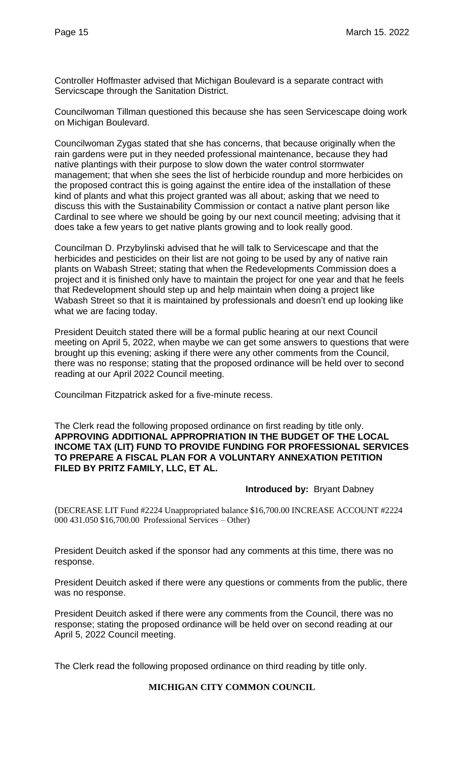Controller Hoffmaster advised that Michigan Boulevard is a separate contract with Servicscape through the Sanitation District.

Councilwoman Tillman questioned this because she has seen Servicescape doing work on Michigan Boulevard.

Councilwoman Zygas stated that she has concerns, that because originally when the rain gardens were put in they needed professional maintenance, because they had native plantings with their purpose to slow down the water control stormwater management; that when she sees the list of herbicide roundup and more herbicides on the proposed contract this is going against the entire idea of the installation of these kind of plants and what this project granted was all about; asking that we need to discuss this with the Sustainability Commission or contact a native plant person like Cardinal to see where we should be going by our next council meeting; advising that it does take a few years to get native plants growing and to look really good.

Councilman D. Przybylinski advised that he will talk to Servicescape and that the herbicides and pesticides on their list are not going to be used by any of native rain plants on Wabash Street; stating that when the Redevelopments Commission does a project and it is finished only have to maintain the project for one year and that he feels that Redevelopment should step up and help maintain when doing a project like Wabash Street so that it is maintained by professionals and doesn't end up looking like what we are facing today.

President Deuitch stated there will be a formal public hearing at our next Council meeting on April 5, 2022, when maybe we can get some answers to questions that were brought up this evening; asking if there were any other comments from the Council, there was no response; stating that the proposed ordinance will be held over to second reading at our April 2022 Council meeting.

Councilman Fitzpatrick asked for a five-minute recess.

The Clerk read the following proposed ordinance on first reading by title only.
**APPROVING ADDITIONAL APPROPRIATION IN THE BUDGET OF THE LOCAL INCOME TAX (LIT) FUND TO PROVIDE FUNDING FOR PROFESSIONAL SERVICES TO PREPARE A FISCAL PLAN FOR A VOLUNTARY ANNEXATION PETITION FILED BY PRITZ FAMILY, LLC, ET AL.**

**Introduced by:** Bryant Dabney

(DECREASE LIT Fund #2224 Unappropriated balance $16,700.00 INCREASE ACCOUNT #2224 000 431.050 $16,700.00 Professional Services – Other)

President Deuitch asked if the sponsor had any comments at this time, there was no response.

President Deuitch asked if there were any questions or comments from the public, there was no response.

President Deuitch asked if there were any comments from the Council, there was no response; stating the proposed ordinance will be held over on second reading at our April 5, 2022 Council meeting.

The Clerk read the following proposed ordinance on third reading by title only.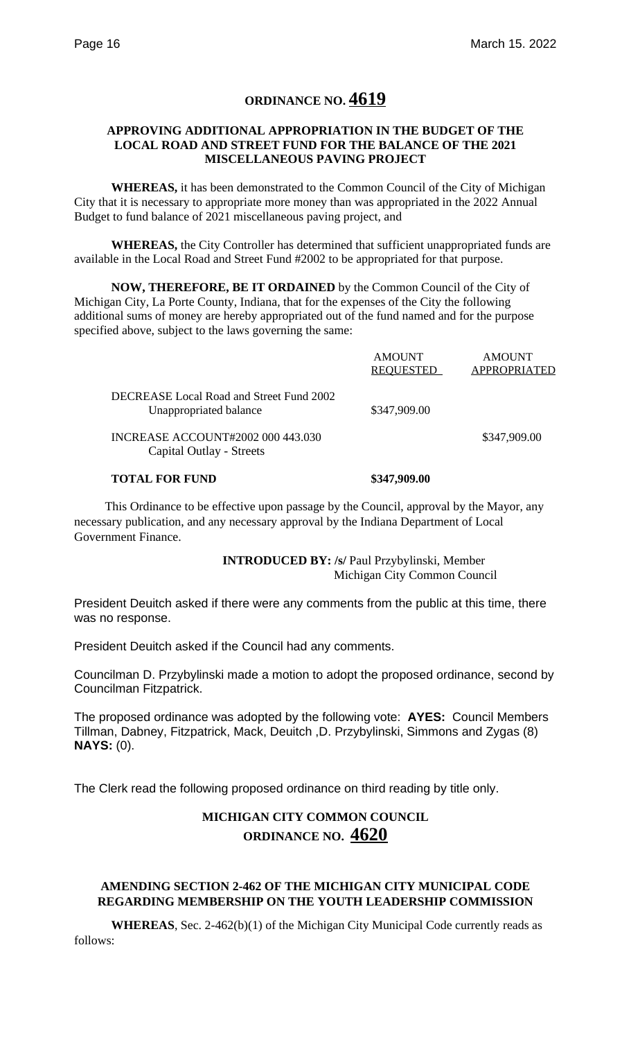## ORDINANCE NO. 4619

### APPROVING ADDITIONAL APPROPRIATION IN THE BUDGET OF THE LOCAL ROAD AND STREET FUND FOR THE BALANCE OF THE 2021 MISCELLANEOUS PAVING PROJECT

**WHEREAS,** it has been demonstrated to the Common Council of the City of Michigan City that it is necessary to appropriate more money than was appropriated in the 2022 Annual Budget to fund balance of 2021 miscellaneous paving project, and

**WHEREAS,** the City Controller has determined that sufficient unappropriated funds are available in the Local Road and Street Fund #2002 to be appropriated for that purpose.

**NOW, THEREFORE, BE IT ORDAINED** by the Common Council of the City of Michigan City, La Porte County, Indiana, that for the expenses of the City the following additional sums of money are hereby appropriated out of the fund named and for the purpose specified above, subject to the laws governing the same:

| | AMOUNT REQUESTED | AMOUNT APPROPRIATED |
|---|---|---|
| DECREASE Local Road and Street Fund 2002 Unappropriated balance | \$347,909.00 | |
| INCREASE ACCOUNT#2002 000 443.030 Capital Outlay - Streets | | \$347,909.00 |
| **TOTAL FOR FUND** | **\$347,909.00** | |

This Ordinance to be effective upon passage by the Council, approval by the Mayor, any necessary publication, and any necessary approval by the Indiana Department of Local Government Finance.

**INTRODUCED BY: /s/** Paul Przybylinski, Member
Michigan City Common Council

President Deuitch asked if there were any comments from the public at this time, there was no response.

President Deuitch asked if the Council had any comments.

Councilman D. Przybylinski made a motion to adopt the proposed ordinance, second by Councilman Fitzpatrick.

The proposed ordinance was adopted by the following vote: **AYES:** Council Members Tillman, Dabney, Fitzpatrick, Mack, Deuitch ,D. Przybylinski, Simmons and Zygas (8) **NAYS:** (0).

The Clerk read the following proposed ordinance on third reading by title only.

## MICHIGAN CITY COMMON COUNCIL
## ORDINANCE NO. 4620

### AMENDING SECTION 2-462 OF THE MICHIGAN CITY MUNICIPAL CODE REGARDING MEMBERSHIP ON THE YOUTH LEADERSHIP COMMISSION

**WHEREAS**, Sec. 2-462(b)(1) of the Michigan City Municipal Code currently reads as follows: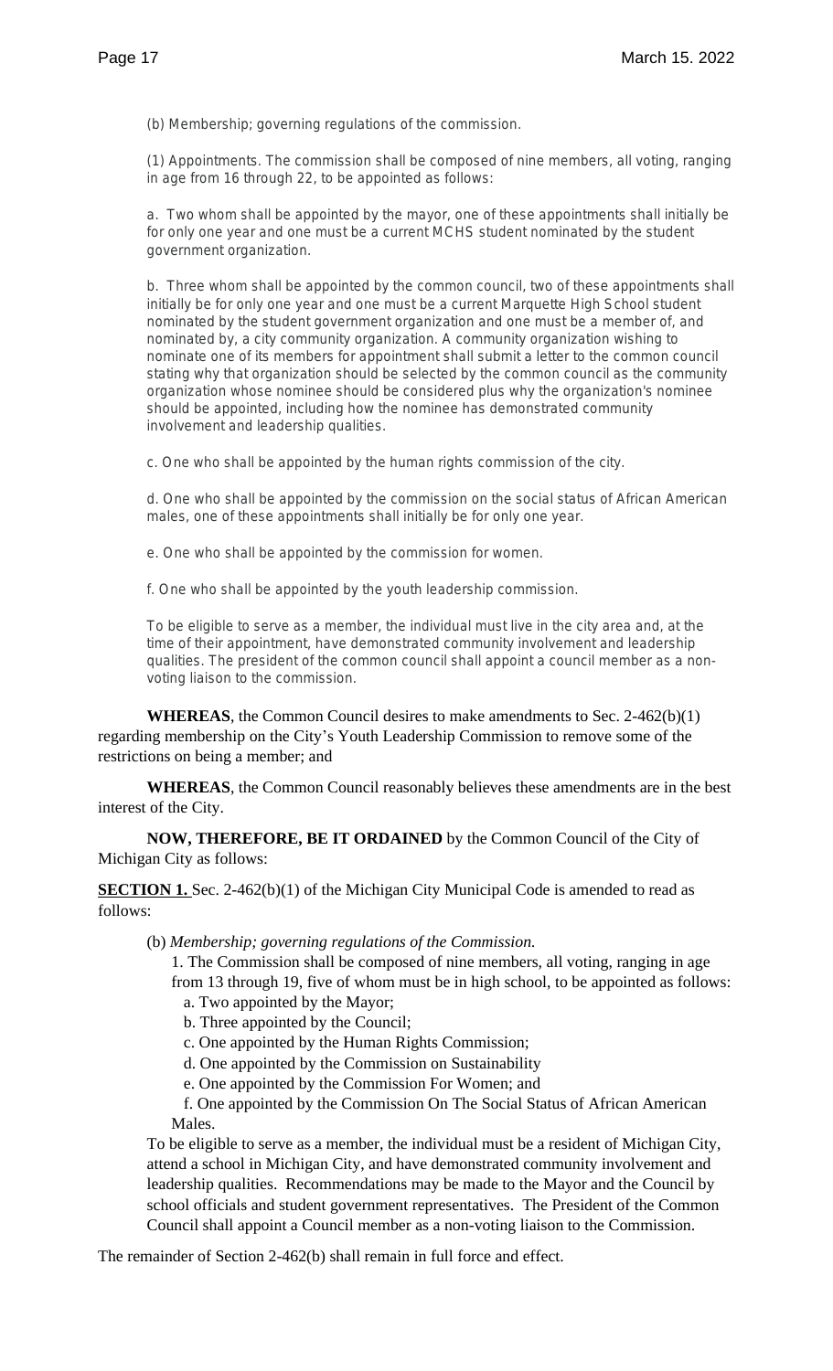(b) Membership; governing regulations of the commission.

(1) Appointments. The commission shall be composed of nine members, all voting, ranging in age from 16 through 22, to be appointed as follows:

a. Two whom shall be appointed by the mayor, one of these appointments shall initially be for only one year and one must be a current MCHS student nominated by the student government organization.

b. Three whom shall be appointed by the common council, two of these appointments shall initially be for only one year and one must be a current Marquette High School student nominated by the student government organization and one must be a member of, and nominated by, a city community organization. A community organization wishing to nominate one of its members for appointment shall submit a letter to the common council stating why that organization should be selected by the common council as the community organization whose nominee should be considered plus why the organization's nominee should be appointed, including how the nominee has demonstrated community involvement and leadership qualities.

c. One who shall be appointed by the human rights commission of the city.

d. One who shall be appointed by the commission on the social status of African American males, one of these appointments shall initially be for only one year.

e. One who shall be appointed by the commission for women.

f. One who shall be appointed by the youth leadership commission.

To be eligible to serve as a member, the individual must live in the city area and, at the time of their appointment, have demonstrated community involvement and leadership qualities. The president of the common council shall appoint a council member as a non-voting liaison to the commission.

**WHEREAS**, the Common Council desires to make amendments to Sec. 2-462(b)(1) regarding membership on the City's Youth Leadership Commission to remove some of the restrictions on being a member; and

**WHEREAS**, the Common Council reasonably believes these amendments are in the best interest of the City.

**NOW, THEREFORE, BE IT ORDAINED** by the Common Council of the City of Michigan City as follows:

**SECTION 1.** Sec. 2-462(b)(1) of the Michigan City Municipal Code is amended to read as follows:

(b) *Membership; governing regulations of the Commission.*

1. The Commission shall be composed of nine members, all voting, ranging in age from 13 through 19, five of whom must be in high school, to be appointed as follows:
   a. Two appointed by the Mayor;
   b. Three appointed by the Council;
   c. One appointed by the Human Rights Commission;
   d. One appointed by the Commission on Sustainability
   e. One appointed by the Commission For Women; and
   f. One appointed by the Commission On The Social Status of African American Males.

To be eligible to serve as a member, the individual must be a resident of Michigan City, attend a school in Michigan City, and have demonstrated community involvement and leadership qualities. Recommendations may be made to the Mayor and the Council by school officials and student government representatives. The President of the Common Council shall appoint a Council member as a non-voting liaison to the Commission.

The remainder of Section 2-462(b) shall remain in full force and effect.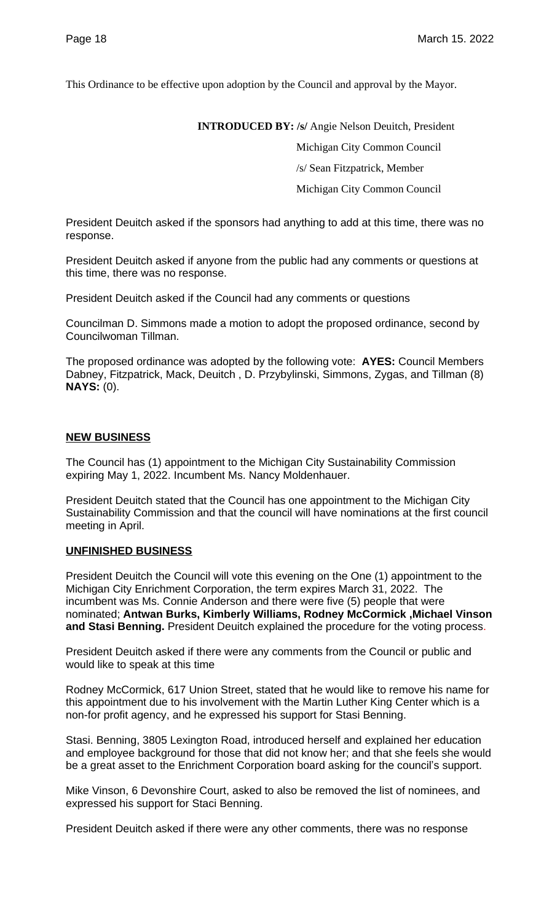This Ordinance to be effective upon adoption by the Council and approval by the Mayor.

**INTRODUCED BY: /s/** Angie Nelson Deuitch, President
Michigan City Common Council
/s/ Sean Fitzpatrick, Member
Michigan City Common Council

President Deuitch asked if the sponsors had anything to add at this time, there was no response.

President Deuitch asked if anyone from the public had any comments or questions at this time, there was no response.

President Deuitch asked if the Council had any comments or questions

Councilman D. Simmons made a motion to adopt the proposed ordinance, second by Councilwoman Tillman.

The proposed ordinance was adopted by the following vote: **AYES:** Council Members Dabney, Fitzpatrick, Mack, Deuitch , D. Przybylinski, Simmons, Zygas, and Tillman (8) **NAYS:** (0).

**NEW BUSINESS**

The Council has (1) appointment to the Michigan City Sustainability Commission expiring May 1, 2022. Incumbent Ms. Nancy Moldenhauer.

President Deuitch stated that the Council has one appointment to the Michigan City Sustainability Commission and that the council will have nominations at the first council meeting in April.

**UNFINISHED BUSINESS**

President Deuitch the Council will vote this evening on the One (1) appointment to the Michigan City Enrichment Corporation, the term expires March 31, 2022. The incumbent was Ms. Connie Anderson and there were five (5) people that were nominated; **Antwan Burks, Kimberly Williams, Rodney McCormick ,Michael Vinson and Stasi Benning.** President Deuitch explained the procedure for the voting process.

President Deuitch asked if there were any comments from the Council or public and would like to speak at this time

Rodney McCormick, 617 Union Street, stated that he would like to remove his name for this appointment due to his involvement with the Martin Luther King Center which is a non-for profit agency, and he expressed his support for Stasi Benning.

Stasi. Benning, 3805 Lexington Road, introduced herself and explained her education and employee background for those that did not know her; and that she feels she would be a great asset to the Enrichment Corporation board asking for the council's support.

Mike Vinson, 6 Devonshire Court, asked to also be removed the list of nominees, and expressed his support for Staci Benning.

President Deuitch asked if there were any other comments, there was no response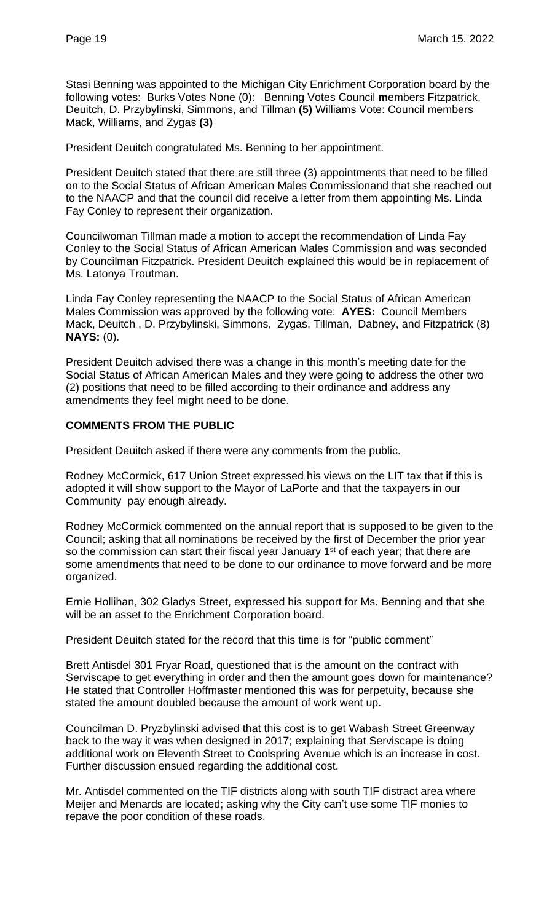Stasi Benning was appointed to the Michigan City Enrichment Corporation board by the following votes: Burks Votes None (0): Benning Votes Council **m**embers Fitzpatrick, Deuitch, D. Przybylinski, Simmons, and Tillman **(5)** Williams Vote: Council members Mack, Williams, and Zygas **(3)**

President Deuitch congratulated Ms. Benning to her appointment.

President Deuitch stated that there are still three (3) appointments that need to be filled on to the Social Status of African American Males Commissionand that she reached out to the NAACP and that the council did receive a letter from them appointing Ms. Linda Fay Conley to represent their organization.

Councilwoman Tillman made a motion to accept the recommendation of Linda Fay Conley to the Social Status of African American Males Commission and was seconded by Councilman Fitzpatrick. President Deuitch explained this would be in replacement of Ms. Latonya Troutman.

Linda Fay Conley representing the NAACP to the Social Status of African American Males Commission was approved by the following vote: **AYES:** Council Members Mack, Deuitch , D. Przybylinski, Simmons, Zygas, Tillman, Dabney, and Fitzpatrick (8) **NAYS:** (0).

President Deuitch advised there was a change in this month's meeting date for the Social Status of African American Males and they were going to address the other two (2) positions that need to be filled according to their ordinance and address any amendments they feel might need to be done.

**COMMENTS FROM THE PUBLIC**

President Deuitch asked if there were any comments from the public.

Rodney McCormick, 617 Union Street expressed his views on the LIT tax that if this is adopted it will show support to the Mayor of LaPorte and that the taxpayers in our Community pay enough already.

Rodney McCormick commented on the annual report that is supposed to be given to the Council; asking that all nominations be received by the first of December the prior year so the commission can start their fiscal year January 1st of each year; that there are some amendments that need to be done to our ordinance to move forward and be more organized.

Ernie Hollihan, 302 Gladys Street, expressed his support for Ms. Benning and that she will be an asset to the Enrichment Corporation board.

President Deuitch stated for the record that this time is for "public comment"

Brett Antisdel 301 Fryar Road, questioned that is the amount on the contract with Serviscape to get everything in order and then the amount goes down for maintenance? He stated that Controller Hoffmaster mentioned this was for perpetuity, because she stated the amount doubled because the amount of work went up.

Councilman D. Pryzbylinski advised that this cost is to get Wabash Street Greenway back to the way it was when designed in 2017; explaining that Serviscape is doing additional work on Eleventh Street to Coolspring Avenue which is an increase in cost. Further discussion ensued regarding the additional cost.

Mr. Antisdel commented on the TIF districts along with south TIF distract area where Meijer and Menards are located; asking why the City can't use some TIF monies to repave the poor condition of these roads.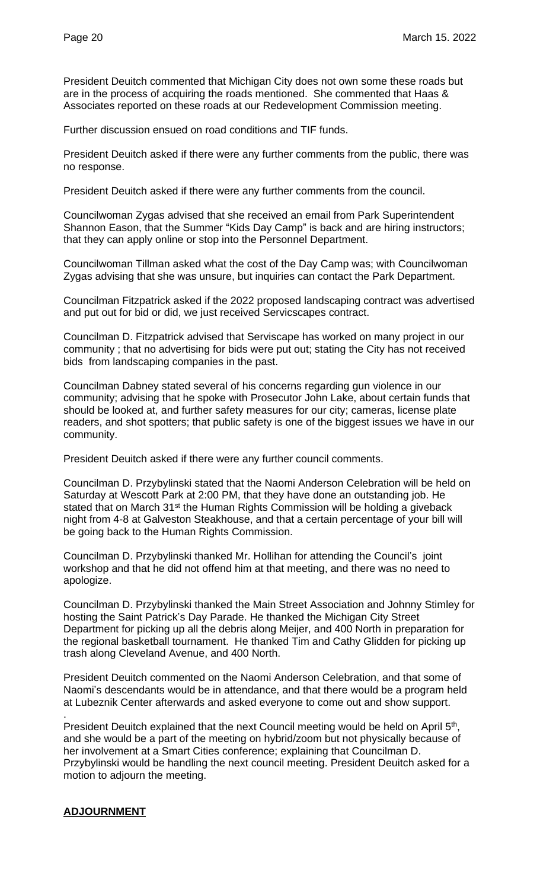President Deuitch commented that Michigan City does not own some these roads but are in the process of acquiring the roads mentioned. She commented that Haas & Associates reported on these roads at our Redevelopment Commission meeting.

Further discussion ensued on road conditions and TIF funds.

President Deuitch asked if there were any further comments from the public, there was no response.

President Deuitch asked if there were any further comments from the council.

Councilwoman Zygas advised that she received an email from Park Superintendent Shannon Eason, that the Summer "Kids Day Camp" is back and are hiring instructors; that they can apply online or stop into the Personnel Department.

Councilwoman Tillman asked what the cost of the Day Camp was; with Councilwoman Zygas advising that she was unsure, but inquiries can contact the Park Department.

Councilman Fitzpatrick asked if the 2022 proposed landscaping contract was advertised and put out for bid or did, we just received Servicscapes contract.

Councilman D. Fitzpatrick advised that Serviscape has worked on many project in our community ; that no advertising for bids were put out; stating the City has not received bids from landscaping companies in the past.

Councilman Dabney stated several of his concerns regarding gun violence in our community; advising that he spoke with Prosecutor John Lake, about certain funds that should be looked at, and further safety measures for our city; cameras, license plate readers, and shot spotters; that public safety is one of the biggest issues we have in our community.

President Deuitch asked if there were any further council comments.

Councilman D. Przybylinski stated that the Naomi Anderson Celebration will be held on Saturday at Wescott Park at 2:00 PM, that they have done an outstanding job. He stated that on March 31st the Human Rights Commission will be holding a giveback night from 4-8 at Galveston Steakhouse, and that a certain percentage of your bill will be going back to the Human Rights Commission.

Councilman D. Przybylinski thanked Mr. Hollihan for attending the Council's joint workshop and that he did not offend him at that meeting, and there was no need to apologize.

Councilman D. Przybylinski thanked the Main Street Association and Johnny Stimley for hosting the Saint Patrick's Day Parade. He thanked the Michigan City Street Department for picking up all the debris along Meijer, and 400 North in preparation for the regional basketball tournament. He thanked Tim and Cathy Glidden for picking up trash along Cleveland Avenue, and 400 North.

President Deuitch commented on the Naomi Anderson Celebration, and that some of Naomi's descendants would be in attendance, and that there would be a program held at Lubeznik Center afterwards and asked everyone to come out and show support.

President Deuitch explained that the next Council meeting would be held on April 5th, and she would be a part of the meeting on hybrid/zoom but not physically because of her involvement at a Smart Cities conference; explaining that Councilman D. Przybylinski would be handling the next council meeting. President Deuitch asked for a motion to adjourn the meeting.

**ADJOURNMENT**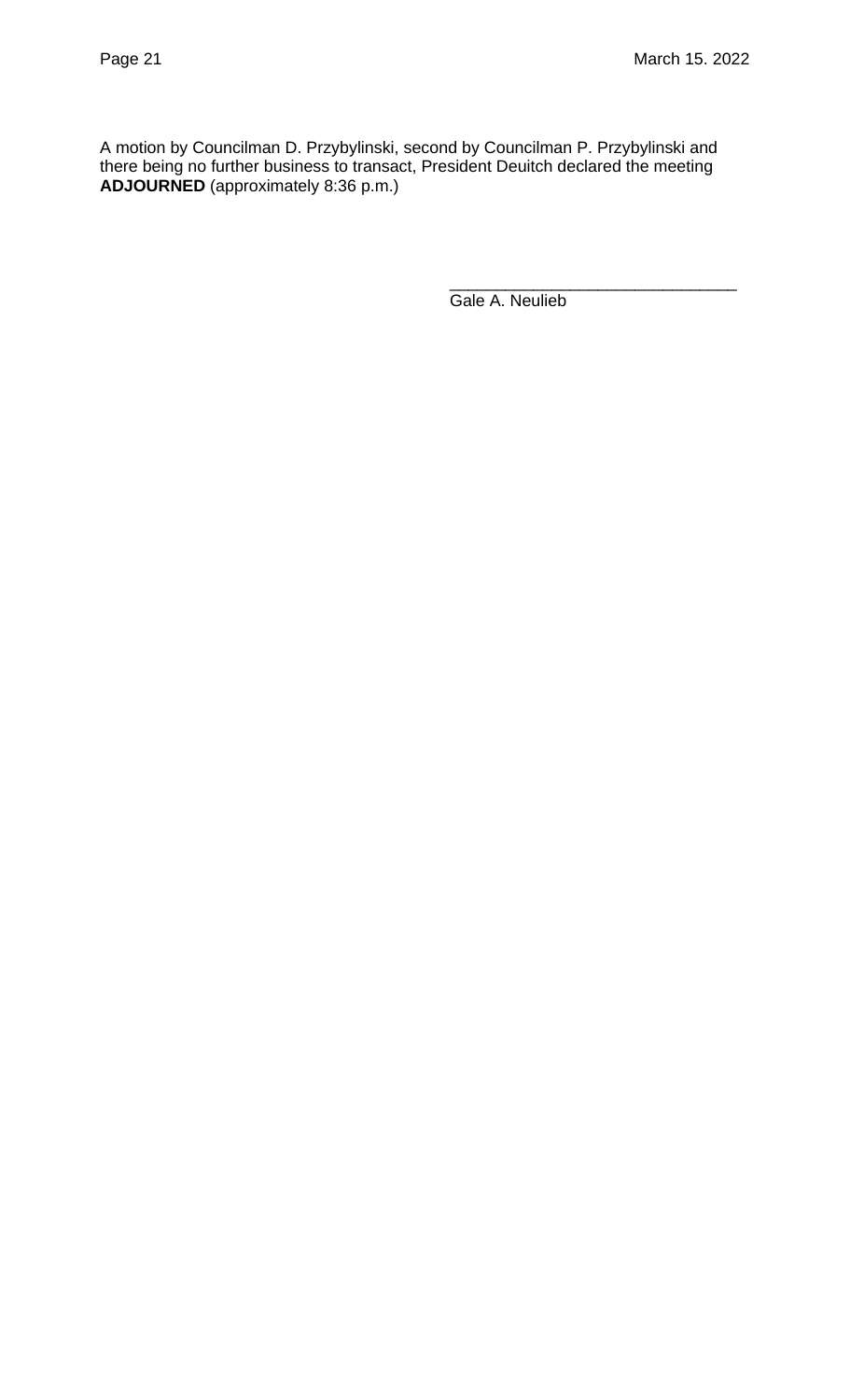A motion by Councilman D. Przybylinski, second by Councilman P. Przybylinski and there being no further business to transact, President Deuitch declared the meeting **ADJOURNED** (approximately 8:36 p.m.)

_______________________________

Gale A. Neulieb